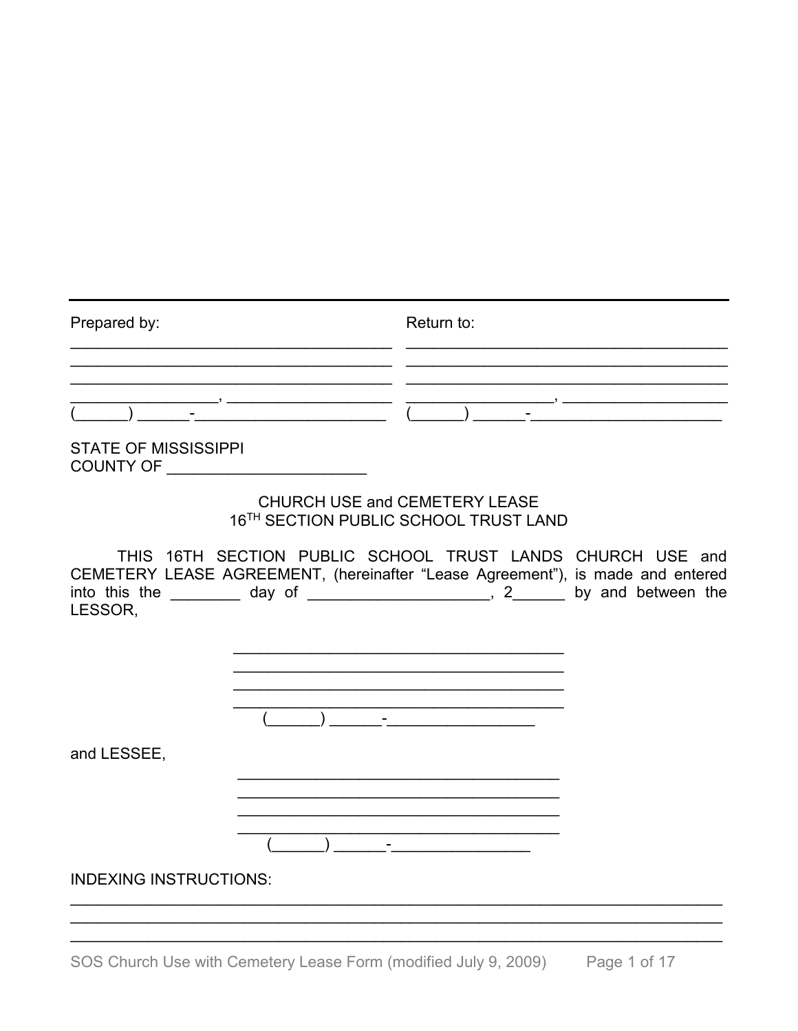| Prepared by: | Return to: |
|---|---|
| ____________________________________ | ____________________________________ |
| ____________________________________ | ____________________________________ |
| ____________________________________ | ____________________________________ |
| _________________, ___________________ | _________________, ___________________ |
| (______) ______-______________________ | (______) ______-______________________ |

STATE OF MISSISSIPPI
COUNTY OF ______________________

CHURCH USE and CEMETERY LEASE
16TH SECTION PUBLIC SCHOOL TRUST LAND

THIS 16TH SECTION PUBLIC SCHOOL TRUST LANDS CHURCH USE and CEMETERY LEASE AGREEMENT, (hereinafter "Lease Agreement"), is made and entered into this the ________ day of ____________________, 2______ by and between the LESSOR,

______________________________________
______________________________________
______________________________________
______________________________________
(______) ______-_________________

and LESSEE,

______________________________________
______________________________________
______________________________________
______________________________________
(______) ______-________________

INDEXING INSTRUCTIONS:
_____________________________________________________________________________
_____________________________________________________________________________
_____________________________________________________________________________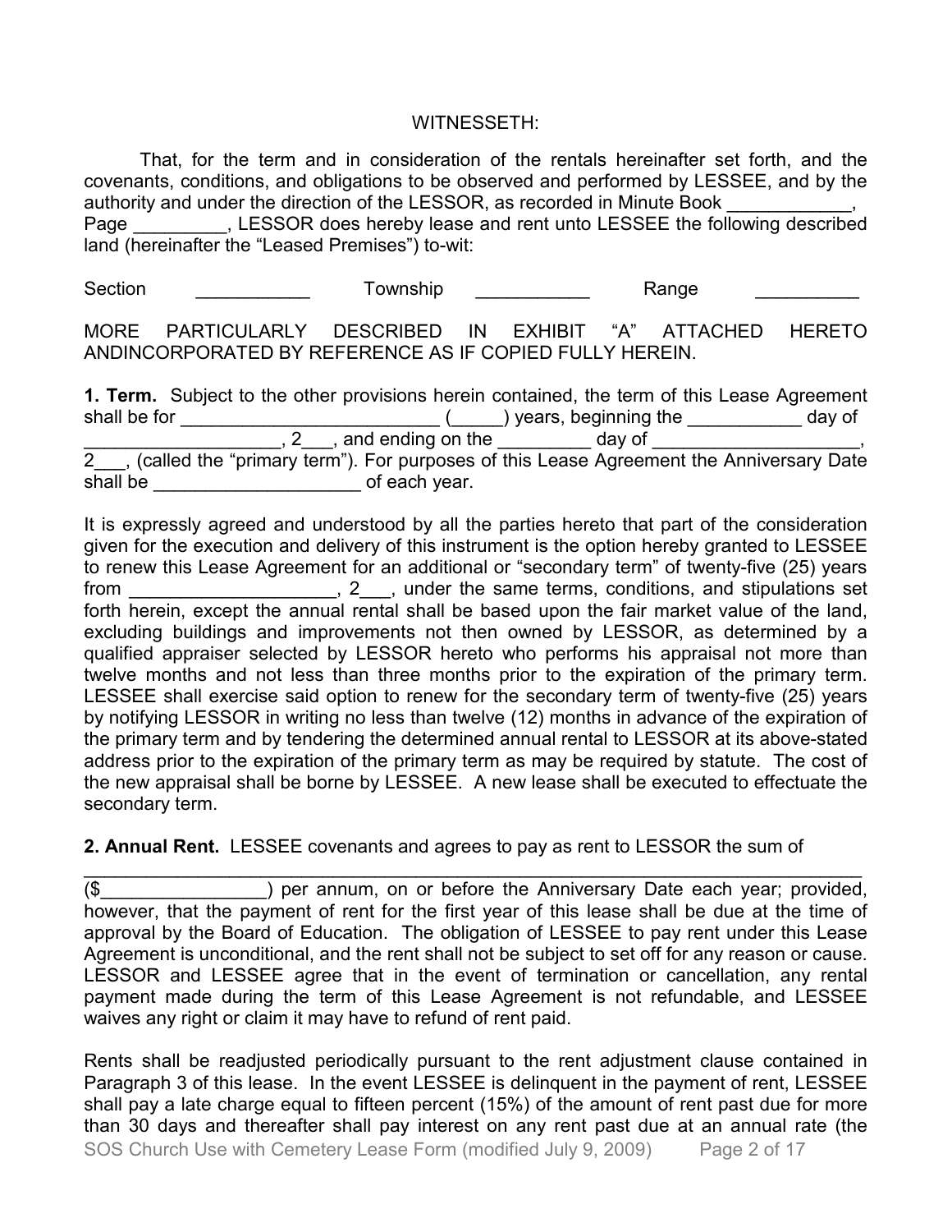WITNESSETH:

That, for the term and in consideration of the rentals hereinafter set forth, and the covenants, conditions, and obligations to be observed and performed by LESSEE, and by the authority and under the direction of the LESSOR, as recorded in Minute Book ____________, Page _________, LESSOR does hereby lease and rent unto LESSEE the following described land (hereinafter the "Leased Premises") to-wit:

Section ___________ Township ___________ Range __________

MORE PARTICULARLY DESCRIBED IN EXHIBIT "A" ATTACHED HERETO ANDINCORPORATED BY REFERENCE AS IF COPIED FULLY HEREIN.

**1. Term.** Subject to the other provisions herein contained, the term of this Lease Agreement shall be for _________________________ (_____) years, beginning the ___________ day of ___________________, 2___, and ending on the _________ day of ____________________, 2___, (called the "primary term"). For purposes of this Lease Agreement the Anniversary Date shall be ____________________ of each year.

It is expressly agreed and understood by all the parties hereto that part of the consideration given for the execution and delivery of this instrument is the option hereby granted to LESSEE to renew this Lease Agreement for an additional or "secondary term" of twenty-five (25) years from ___________________, 2___, under the same terms, conditions, and stipulations set forth herein, except the annual rental shall be based upon the fair market value of the land, excluding buildings and improvements not then owned by LESSOR, as determined by a qualified appraiser selected by LESSOR hereto who performs his appraisal not more than twelve months and not less than three months prior to the expiration of the primary term. LESSEE shall exercise said option to renew for the secondary term of twenty-five (25) years by notifying LESSOR in writing no less than twelve (12) months in advance of the expiration of the primary term and by tendering the determined annual rental to LESSOR at its above-stated address prior to the expiration of the primary term as may be required by statute. The cost of the new appraisal shall be borne by LESSEE. A new lease shall be executed to effectuate the secondary term.

**2. Annual Rent.** LESSEE covenants and agrees to pay as rent to LESSOR the sum of ________________________________________________________________________ ($________________) per annum, on or before the Anniversary Date each year; provided, however, that the payment of rent for the first year of this lease shall be due at the time of approval by the Board of Education. The obligation of LESSEE to pay rent under this Lease Agreement is unconditional, and the rent shall not be subject to set off for any reason or cause. LESSOR and LESSEE agree that in the event of termination or cancellation, any rental payment made during the term of this Lease Agreement is not refundable, and LESSEE waives any right or claim it may have to refund of rent paid.

Rents shall be readjusted periodically pursuant to the rent adjustment clause contained in Paragraph 3 of this lease. In the event LESSEE is delinquent in the payment of rent, LESSEE shall pay a late charge equal to fifteen percent (15%) of the amount of rent past due for more than 30 days and thereafter shall pay interest on any rent past due at an annual rate (the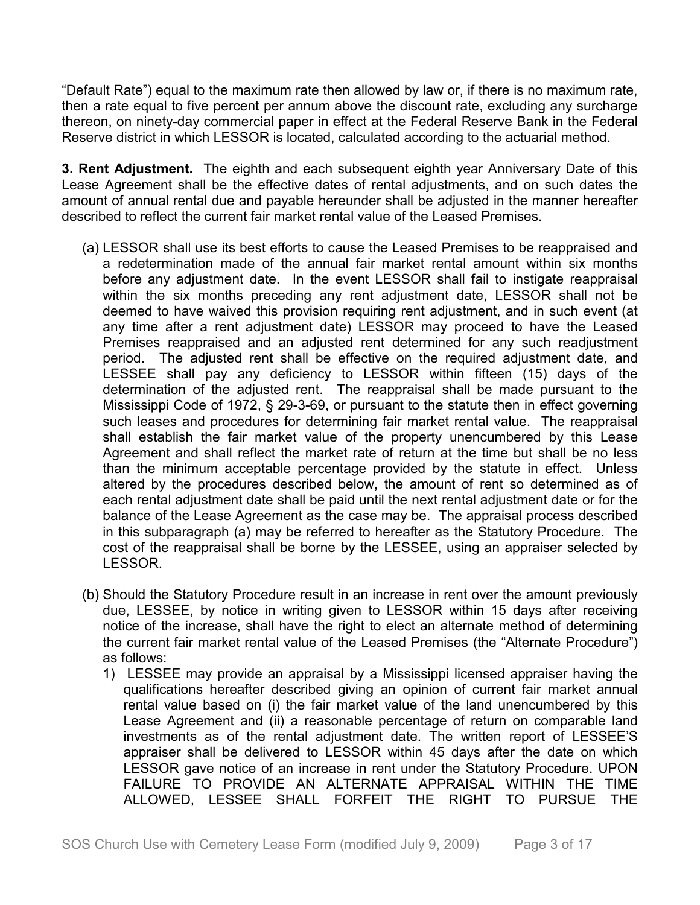"Default Rate") equal to the maximum rate then allowed by law or, if there is no maximum rate, then a rate equal to five percent per annum above the discount rate, excluding any surcharge thereon, on ninety-day commercial paper in effect at the Federal Reserve Bank in the Federal Reserve district in which LESSOR is located, calculated according to the actuarial method.

**3. Rent Adjustment.** The eighth and each subsequent eighth year Anniversary Date of this Lease Agreement shall be the effective dates of rental adjustments, and on such dates the amount of annual rental due and payable hereunder shall be adjusted in the manner hereafter described to reflect the current fair market rental value of the Leased Premises.

(a) LESSOR shall use its best efforts to cause the Leased Premises to be reappraised and a redetermination made of the annual fair market rental amount within six months before any adjustment date. In the event LESSOR shall fail to instigate reappraisal within the six months preceding any rent adjustment date, LESSOR shall not be deemed to have waived this provision requiring rent adjustment, and in such event (at any time after a rent adjustment date) LESSOR may proceed to have the Leased Premises reappraised and an adjusted rent determined for any such readjustment period. The adjusted rent shall be effective on the required adjustment date, and LESSEE shall pay any deficiency to LESSOR within fifteen (15) days of the determination of the adjusted rent. The reappraisal shall be made pursuant to the Mississippi Code of 1972, § 29-3-69, or pursuant to the statute then in effect governing such leases and procedures for determining fair market rental value. The reappraisal shall establish the fair market value of the property unencumbered by this Lease Agreement and shall reflect the market rate of return at the time but shall be no less than the minimum acceptable percentage provided by the statute in effect. Unless altered by the procedures described below, the amount of rent so determined as of each rental adjustment date shall be paid until the next rental adjustment date or for the balance of the Lease Agreement as the case may be. The appraisal process described in this subparagraph (a) may be referred to hereafter as the Statutory Procedure. The cost of the reappraisal shall be borne by the LESSEE, using an appraiser selected by LESSOR.

(b) Should the Statutory Procedure result in an increase in rent over the amount previously due, LESSEE, by notice in writing given to LESSOR within 15 days after receiving notice of the increase, shall have the right to elect an alternate method of determining the current fair market rental value of the Leased Premises (the "Alternate Procedure") as follows:

   1) LESSEE may provide an appraisal by a Mississippi licensed appraiser having the qualifications hereafter described giving an opinion of current fair market annual rental value based on (i) the fair market value of the land unencumbered by this Lease Agreement and (ii) a reasonable percentage of return on comparable land investments as of the rental adjustment date. The written report of LESSEE'S appraiser shall be delivered to LESSOR within 45 days after the date on which LESSOR gave notice of an increase in rent under the Statutory Procedure. UPON FAILURE TO PROVIDE AN ALTERNATE APPRAISAL WITHIN THE TIME ALLOWED, LESSEE SHALL FORFEIT THE RIGHT TO PURSUE THE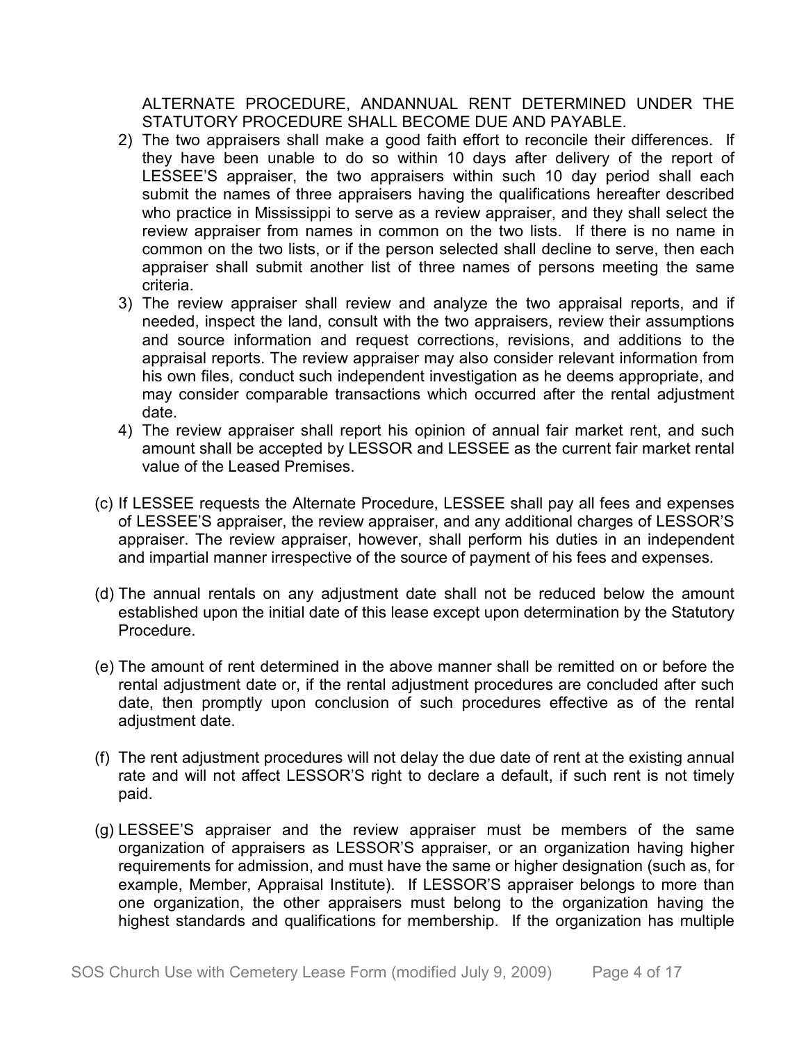ALTERNATE PROCEDURE, ANDANNUAL RENT DETERMINED UNDER THE STATUTORY PROCEDURE SHALL BECOME DUE AND PAYABLE.

2) The two appraisers shall make a good faith effort to reconcile their differences. If they have been unable to do so within 10 days after delivery of the report of LESSEE'S appraiser, the two appraisers within such 10 day period shall each submit the names of three appraisers having the qualifications hereafter described who practice in Mississippi to serve as a review appraiser, and they shall select the review appraiser from names in common on the two lists. If there is no name in common on the two lists, or if the person selected shall decline to serve, then each appraiser shall submit another list of three names of persons meeting the same criteria.
3) The review appraiser shall review and analyze the two appraisal reports, and if needed, inspect the land, consult with the two appraisers, review their assumptions and source information and request corrections, revisions, and additions to the appraisal reports. The review appraiser may also consider relevant information from his own files, conduct such independent investigation as he deems appropriate, and may consider comparable transactions which occurred after the rental adjustment date.
4) The review appraiser shall report his opinion of annual fair market rent, and such amount shall be accepted by LESSOR and LESSEE as the current fair market rental value of the Leased Premises.

(c) If LESSEE requests the Alternate Procedure, LESSEE shall pay all fees and expenses of LESSEE'S appraiser, the review appraiser, and any additional charges of LESSOR'S appraiser. The review appraiser, however, shall perform his duties in an independent and impartial manner irrespective of the source of payment of his fees and expenses.

(d) The annual rentals on any adjustment date shall not be reduced below the amount established upon the initial date of this lease except upon determination by the Statutory Procedure.

(e) The amount of rent determined in the above manner shall be remitted on or before the rental adjustment date or, if the rental adjustment procedures are concluded after such date, then promptly upon conclusion of such procedures effective as of the rental adjustment date.

(f) The rent adjustment procedures will not delay the due date of rent at the existing annual rate and will not affect LESSOR'S right to declare a default, if such rent is not timely paid.

(g) LESSEE'S appraiser and the review appraiser must be members of the same organization of appraisers as LESSOR'S appraiser, or an organization having higher requirements for admission, and must have the same or higher designation (such as, for example, Member, Appraisal Institute). If LESSOR'S appraiser belongs to more than one organization, the other appraisers must belong to the organization having the highest standards and qualifications for membership. If the organization has multiple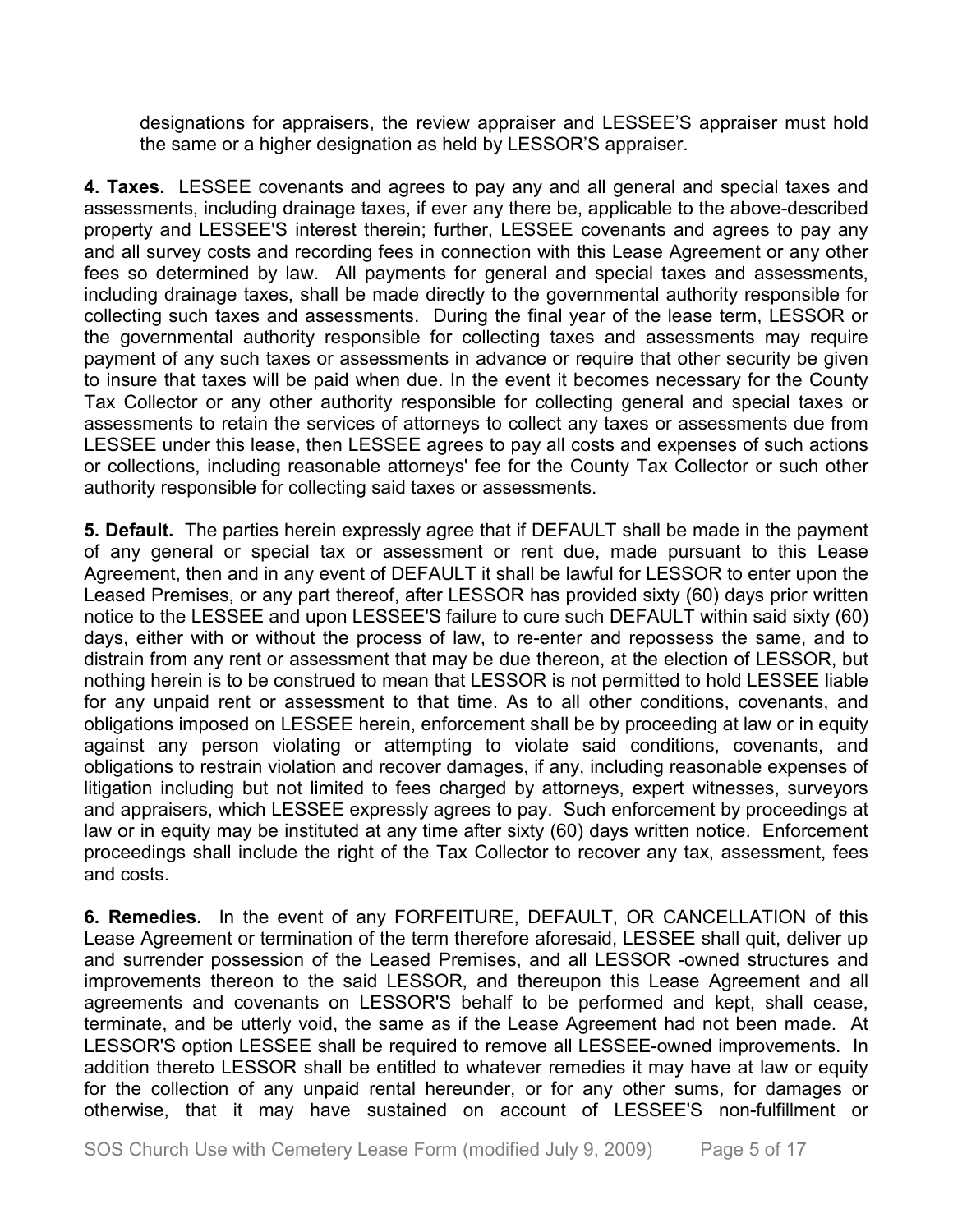designations for appraisers, the review appraiser and LESSEE'S appraiser must hold the same or a higher designation as held by LESSOR'S appraiser.

**4. Taxes.** LESSEE covenants and agrees to pay any and all general and special taxes and assessments, including drainage taxes, if ever any there be, applicable to the above-described property and LESSEE'S interest therein; further, LESSEE covenants and agrees to pay any and all survey costs and recording fees in connection with this Lease Agreement or any other fees so determined by law. All payments for general and special taxes and assessments, including drainage taxes, shall be made directly to the governmental authority responsible for collecting such taxes and assessments. During the final year of the lease term, LESSOR or the governmental authority responsible for collecting taxes and assessments may require payment of any such taxes or assessments in advance or require that other security be given to insure that taxes will be paid when due. In the event it becomes necessary for the County Tax Collector or any other authority responsible for collecting general and special taxes or assessments to retain the services of attorneys to collect any taxes or assessments due from LESSEE under this lease, then LESSEE agrees to pay all costs and expenses of such actions or collections, including reasonable attorneys' fee for the County Tax Collector or such other authority responsible for collecting said taxes or assessments.

**5. Default.** The parties herein expressly agree that if DEFAULT shall be made in the payment of any general or special tax or assessment or rent due, made pursuant to this Lease Agreement, then and in any event of DEFAULT it shall be lawful for LESSOR to enter upon the Leased Premises, or any part thereof, after LESSOR has provided sixty (60) days prior written notice to the LESSEE and upon LESSEE'S failure to cure such DEFAULT within said sixty (60) days, either with or without the process of law, to re-enter and repossess the same, and to distrain from any rent or assessment that may be due thereon, at the election of LESSOR, but nothing herein is to be construed to mean that LESSOR is not permitted to hold LESSEE liable for any unpaid rent or assessment to that time. As to all other conditions, covenants, and obligations imposed on LESSEE herein, enforcement shall be by proceeding at law or in equity against any person violating or attempting to violate said conditions, covenants, and obligations to restrain violation and recover damages, if any, including reasonable expenses of litigation including but not limited to fees charged by attorneys, expert witnesses, surveyors and appraisers, which LESSEE expressly agrees to pay. Such enforcement by proceedings at law or in equity may be instituted at any time after sixty (60) days written notice. Enforcement proceedings shall include the right of the Tax Collector to recover any tax, assessment, fees and costs.

**6. Remedies.** In the event of any FORFEITURE, DEFAULT, OR CANCELLATION of this Lease Agreement or termination of the term therefore aforesaid, LESSEE shall quit, deliver up and surrender possession of the Leased Premises, and all LESSOR -owned structures and improvements thereon to the said LESSOR, and thereupon this Lease Agreement and all agreements and covenants on LESSOR'S behalf to be performed and kept, shall cease, terminate, and be utterly void, the same as if the Lease Agreement had not been made. At LESSOR'S option LESSEE shall be required to remove all LESSEE-owned improvements. In addition thereto LESSOR shall be entitled to whatever remedies it may have at law or equity for the collection of any unpaid rental hereunder, or for any other sums, for damages or otherwise, that it may have sustained on account of LESSEE'S non-fulfillment or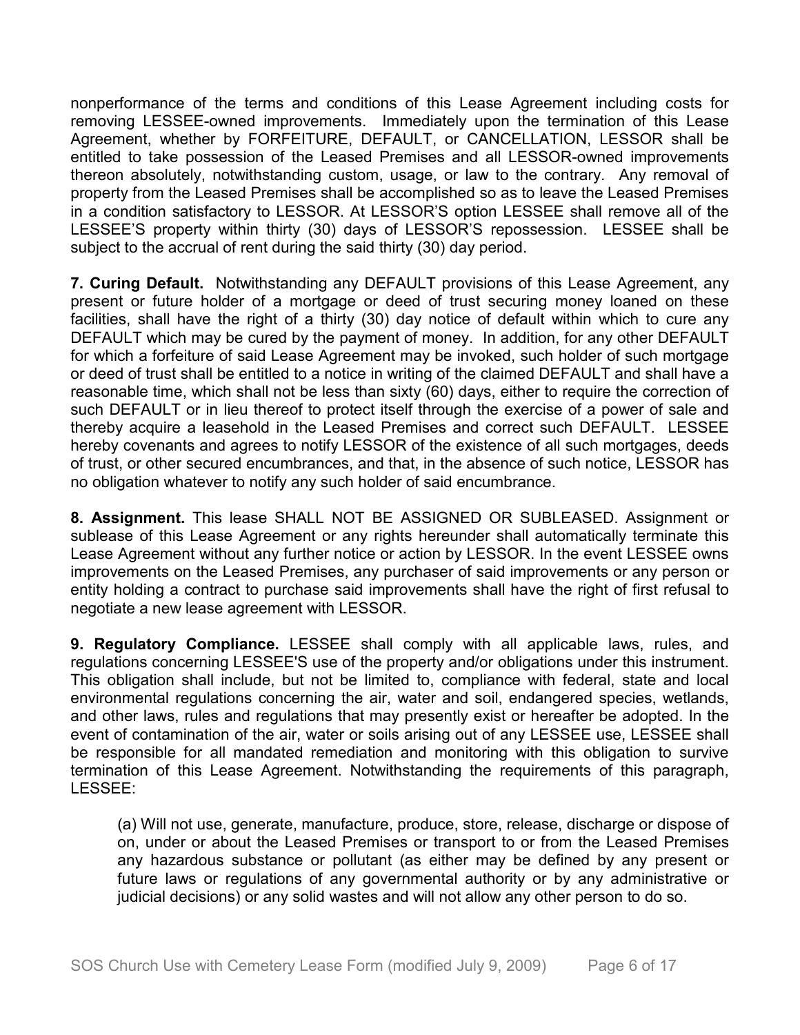nonperformance of the terms and conditions of this Lease Agreement including costs for removing LESSEE-owned improvements. Immediately upon the termination of this Lease Agreement, whether by FORFEITURE, DEFAULT, or CANCELLATION, LESSOR shall be entitled to take possession of the Leased Premises and all LESSOR-owned improvements thereon absolutely, notwithstanding custom, usage, or law to the contrary. Any removal of property from the Leased Premises shall be accomplished so as to leave the Leased Premises in a condition satisfactory to LESSOR. At LESSOR'S option LESSEE shall remove all of the LESSEE'S property within thirty (30) days of LESSOR'S repossession. LESSEE shall be subject to the accrual of rent during the said thirty (30) day period.

**7. Curing Default.** Notwithstanding any DEFAULT provisions of this Lease Agreement, any present or future holder of a mortgage or deed of trust securing money loaned on these facilities, shall have the right of a thirty (30) day notice of default within which to cure any DEFAULT which may be cured by the payment of money. In addition, for any other DEFAULT for which a forfeiture of said Lease Agreement may be invoked, such holder of such mortgage or deed of trust shall be entitled to a notice in writing of the claimed DEFAULT and shall have a reasonable time, which shall not be less than sixty (60) days, either to require the correction of such DEFAULT or in lieu thereof to protect itself through the exercise of a power of sale and thereby acquire a leasehold in the Leased Premises and correct such DEFAULT. LESSEE hereby covenants and agrees to notify LESSOR of the existence of all such mortgages, deeds of trust, or other secured encumbrances, and that, in the absence of such notice, LESSOR has no obligation whatever to notify any such holder of said encumbrance.

**8. Assignment.** This lease SHALL NOT BE ASSIGNED OR SUBLEASED. Assignment or sublease of this Lease Agreement or any rights hereunder shall automatically terminate this Lease Agreement without any further notice or action by LESSOR. In the event LESSEE owns improvements on the Leased Premises, any purchaser of said improvements or any person or entity holding a contract to purchase said improvements shall have the right of first refusal to negotiate a new lease agreement with LESSOR.

**9. Regulatory Compliance.** LESSEE shall comply with all applicable laws, rules, and regulations concerning LESSEE'S use of the property and/or obligations under this instrument. This obligation shall include, but not be limited to, compliance with federal, state and local environmental regulations concerning the air, water and soil, endangered species, wetlands, and other laws, rules and regulations that may presently exist or hereafter be adopted. In the event of contamination of the air, water or soils arising out of any LESSEE use, LESSEE shall be responsible for all mandated remediation and monitoring with this obligation to survive termination of this Lease Agreement. Notwithstanding the requirements of this paragraph, LESSEE:

(a) Will not use, generate, manufacture, produce, store, release, discharge or dispose of on, under or about the Leased Premises or transport to or from the Leased Premises any hazardous substance or pollutant (as either may be defined by any present or future laws or regulations of any governmental authority or by any administrative or judicial decisions) or any solid wastes and will not allow any other person to do so.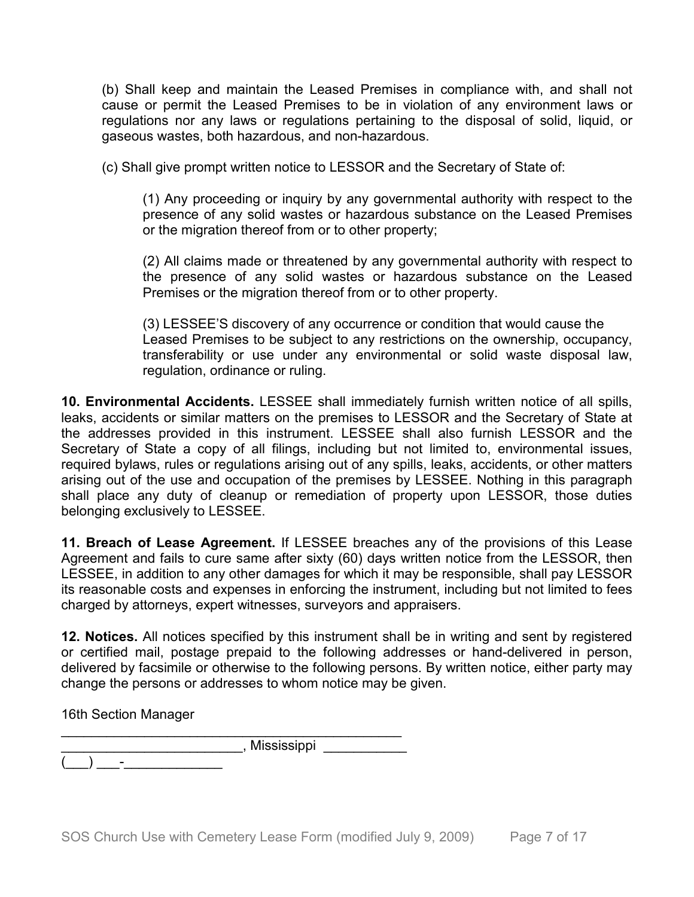(b) Shall keep and maintain the Leased Premises in compliance with, and shall not cause or permit the Leased Premises to be in violation of any environment laws or regulations nor any laws or regulations pertaining to the disposal of solid, liquid, or gaseous wastes, both hazardous, and non-hazardous.

(c) Shall give prompt written notice to LESSOR and the Secretary of State of:

(1) Any proceeding or inquiry by any governmental authority with respect to the presence of any solid wastes or hazardous substance on the Leased Premises or the migration thereof from or to other property;

(2) All claims made or threatened by any governmental authority with respect to the presence of any solid wastes or hazardous substance on the Leased Premises or the migration thereof from or to other property.

(3) LESSEE'S discovery of any occurrence or condition that would cause the Leased Premises to be subject to any restrictions on the ownership, occupancy, transferability or use under any environmental or solid waste disposal law, regulation, ordinance or ruling.

**10. Environmental Accidents.** LESSEE shall immediately furnish written notice of all spills, leaks, accidents or similar matters on the premises to LESSOR and the Secretary of State at the addresses provided in this instrument. LESSEE shall also furnish LESSOR and the Secretary of State a copy of all filings, including but not limited to, environmental issues, required bylaws, rules or regulations arising out of any spills, leaks, accidents, or other matters arising out of the use and occupation of the premises by LESSEE. Nothing in this paragraph shall place any duty of cleanup or remediation of property upon LESSOR, those duties belonging exclusively to LESSEE.

**11. Breach of Lease Agreement.** If LESSEE breaches any of the provisions of this Lease Agreement and fails to cure same after sixty (60) days written notice from the LESSOR, then LESSEE, in addition to any other damages for which it may be responsible, shall pay LESSOR its reasonable costs and expenses in enforcing the instrument, including but not limited to fees charged by attorneys, expert witnesses, surveyors and appraisers.

**12. Notices.** All notices specified by this instrument shall be in writing and sent by registered or certified mail, postage prepaid to the following addresses or hand-delivered in person, delivered by facsimile or otherwise to the following persons. By written notice, either party may change the persons or addresses to whom notice may be given.

16th Section Manager
_______________________________________________
________________________, Mississippi ___________
(___) ___-_____________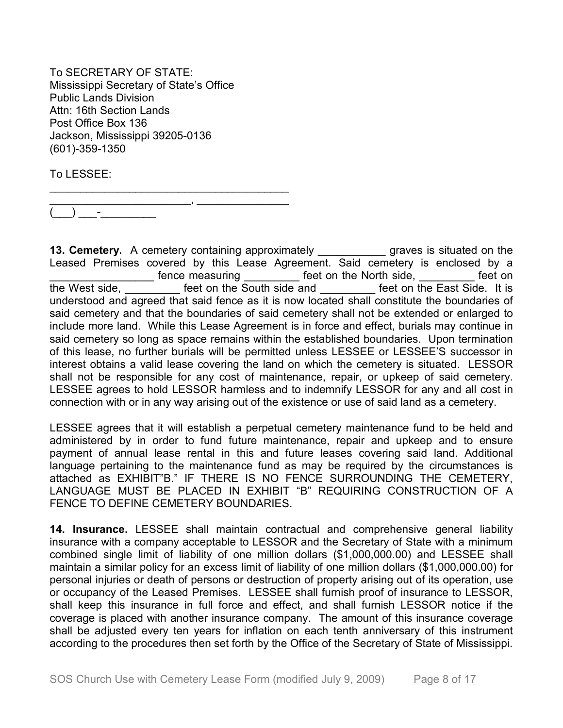To SECRETARY OF STATE:
Mississippi Secretary of State's Office
Public Lands Division
Attn: 16th Section Lands
Post Office Box 136
Jackson, Mississippi 39205-0136
(601)-359-1350

To LESSEE:
________________________________________
________________________, _______________
(___) ___-_________

**13. Cemetery.** A cemetery containing approximately ___________ graves is situated on the Leased Premises covered by this Lease Agreement. Said cemetery is enclosed by a _________________ fence measuring _________ feet on the North side, _________ feet on the West side, _________ feet on the South side and _________ feet on the East Side. It is understood and agreed that said fence as it is now located shall constitute the boundaries of said cemetery and that the boundaries of said cemetery shall not be extended or enlarged to include more land. While this Lease Agreement is in force and effect, burials may continue in said cemetery so long as space remains within the established boundaries. Upon termination of this lease, no further burials will be permitted unless LESSEE or LESSEE'S successor in interest obtains a valid lease covering the land on which the cemetery is situated. LESSOR shall not be responsible for any cost of maintenance, repair, or upkeep of said cemetery. LESSEE agrees to hold LESSOR harmless and to indemnify LESSOR for any and all cost in connection with or in any way arising out of the existence or use of said land as a cemetery.

LESSEE agrees that it will establish a perpetual cemetery maintenance fund to be held and administered by in order to fund future maintenance, repair and upkeep and to ensure payment of annual lease rental in this and future leases covering said land. Additional language pertaining to the maintenance fund as may be required by the circumstances is attached as EXHIBIT"B." IF THERE IS NO FENCE SURROUNDING THE CEMETERY, LANGUAGE MUST BE PLACED IN EXHIBIT "B" REQUIRING CONSTRUCTION OF A FENCE TO DEFINE CEMETERY BOUNDARIES.

**14. Insurance.** LESSEE shall maintain contractual and comprehensive general liability insurance with a company acceptable to LESSOR and the Secretary of State with a minimum combined single limit of liability of one million dollars ($1,000,000.00) and LESSEE shall maintain a similar policy for an excess limit of liability of one million dollars ($1,000,000.00) for personal injuries or death of persons or destruction of property arising out of its operation, use or occupancy of the Leased Premises. LESSEE shall furnish proof of insurance to LESSOR, shall keep this insurance in full force and effect, and shall furnish LESSOR notice if the coverage is placed with another insurance company. The amount of this insurance coverage shall be adjusted every ten years for inflation on each tenth anniversary of this instrument according to the procedures then set forth by the Office of the Secretary of State of Mississippi.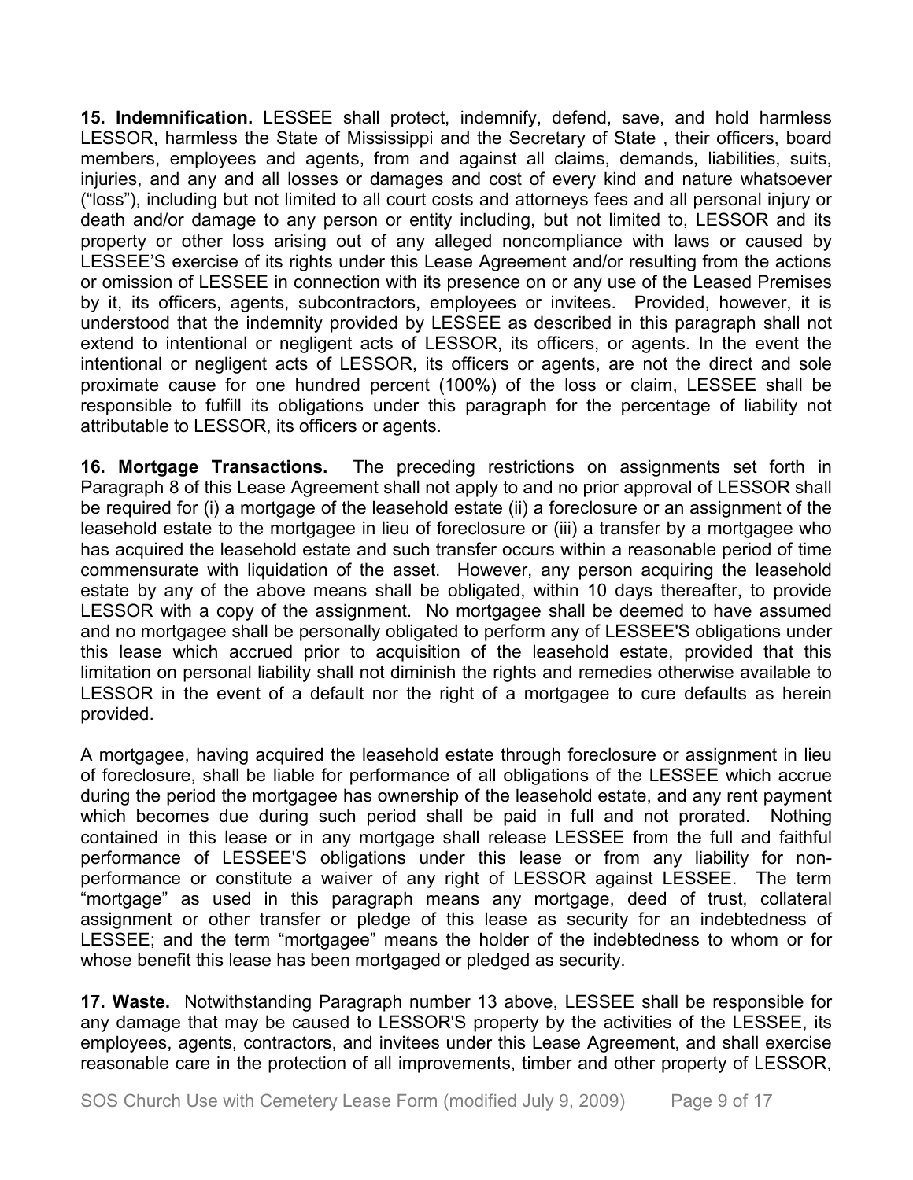**15. Indemnification.** LESSEE shall protect, indemnify, defend, save, and hold harmless LESSOR, harmless the State of Mississippi and the Secretary of State , their officers, board members, employees and agents, from and against all claims, demands, liabilities, suits, injuries, and any and all losses or damages and cost of every kind and nature whatsoever ("loss"), including but not limited to all court costs and attorneys fees and all personal injury or death and/or damage to any person or entity including, but not limited to, LESSOR and its property or other loss arising out of any alleged noncompliance with laws or caused by LESSEE'S exercise of its rights under this Lease Agreement and/or resulting from the actions or omission of LESSEE in connection with its presence on or any use of the Leased Premises by it, its officers, agents, subcontractors, employees or invitees. Provided, however, it is understood that the indemnity provided by LESSEE as described in this paragraph shall not extend to intentional or negligent acts of LESSOR, its officers, or agents. In the event the intentional or negligent acts of LESSOR, its officers or agents, are not the direct and sole proximate cause for one hundred percent (100%) of the loss or claim, LESSEE shall be responsible to fulfill its obligations under this paragraph for the percentage of liability not attributable to LESSOR, its officers or agents.

**16. Mortgage Transactions.** The preceding restrictions on assignments set forth in Paragraph 8 of this Lease Agreement shall not apply to and no prior approval of LESSOR shall be required for (i) a mortgage of the leasehold estate (ii) a foreclosure or an assignment of the leasehold estate to the mortgagee in lieu of foreclosure or (iii) a transfer by a mortgagee who has acquired the leasehold estate and such transfer occurs within a reasonable period of time commensurate with liquidation of the asset. However, any person acquiring the leasehold estate by any of the above means shall be obligated, within 10 days thereafter, to provide LESSOR with a copy of the assignment. No mortgagee shall be deemed to have assumed and no mortgagee shall be personally obligated to perform any of LESSEE'S obligations under this lease which accrued prior to acquisition of the leasehold estate, provided that this limitation on personal liability shall not diminish the rights and remedies otherwise available to LESSOR in the event of a default nor the right of a mortgagee to cure defaults as herein provided.

A mortgagee, having acquired the leasehold estate through foreclosure or assignment in lieu of foreclosure, shall be liable for performance of all obligations of the LESSEE which accrue during the period the mortgagee has ownership of the leasehold estate, and any rent payment which becomes due during such period shall be paid in full and not prorated. Nothing contained in this lease or in any mortgage shall release LESSEE from the full and faithful performance of LESSEE'S obligations under this lease or from any liability for non-performance or constitute a waiver of any right of LESSOR against LESSEE. The term "mortgage" as used in this paragraph means any mortgage, deed of trust, collateral assignment or other transfer or pledge of this lease as security for an indebtedness of LESSEE; and the term "mortgagee" means the holder of the indebtedness to whom or for whose benefit this lease has been mortgaged or pledged as security.

**17. Waste.** Notwithstanding Paragraph number 13 above, LESSEE shall be responsible for any damage that may be caused to LESSOR'S property by the activities of the LESSEE, its employees, agents, contractors, and invitees under this Lease Agreement, and shall exercise reasonable care in the protection of all improvements, timber and other property of LESSOR,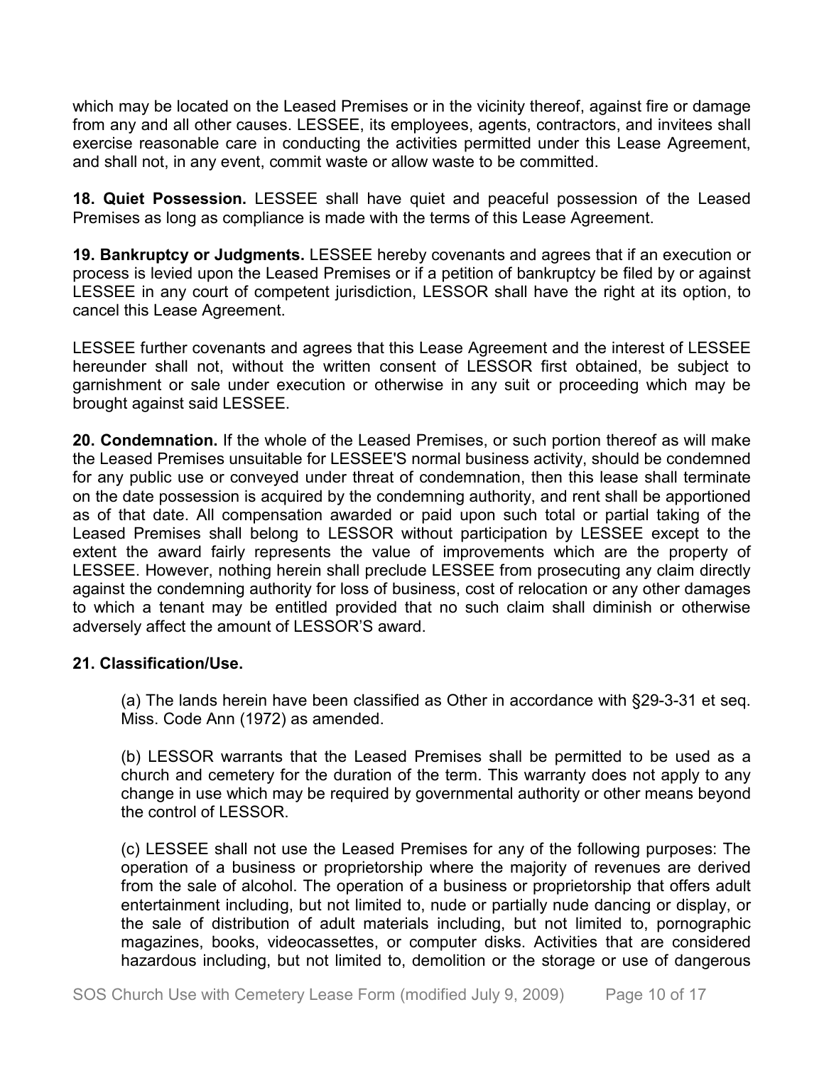which may be located on the Leased Premises or in the vicinity thereof, against fire or damage from any and all other causes. LESSEE, its employees, agents, contractors, and invitees shall exercise reasonable care in conducting the activities permitted under this Lease Agreement, and shall not, in any event, commit waste or allow waste to be committed.

**18. Quiet Possession.** LESSEE shall have quiet and peaceful possession of the Leased Premises as long as compliance is made with the terms of this Lease Agreement.

**19. Bankruptcy or Judgments.** LESSEE hereby covenants and agrees that if an execution or process is levied upon the Leased Premises or if a petition of bankruptcy be filed by or against LESSEE in any court of competent jurisdiction, LESSOR shall have the right at its option, to cancel this Lease Agreement.

LESSEE further covenants and agrees that this Lease Agreement and the interest of LESSEE hereunder shall not, without the written consent of LESSOR first obtained, be subject to garnishment or sale under execution or otherwise in any suit or proceeding which may be brought against said LESSEE.

**20. Condemnation.** If the whole of the Leased Premises, or such portion thereof as will make the Leased Premises unsuitable for LESSEE'S normal business activity, should be condemned for any public use or conveyed under threat of condemnation, then this lease shall terminate on the date possession is acquired by the condemning authority, and rent shall be apportioned as of that date. All compensation awarded or paid upon such total or partial taking of the Leased Premises shall belong to LESSOR without participation by LESSEE except to the extent the award fairly represents the value of improvements which are the property of LESSEE. However, nothing herein shall preclude LESSEE from prosecuting any claim directly against the condemning authority for loss of business, cost of relocation or any other damages to which a tenant may be entitled provided that no such claim shall diminish or otherwise adversely affect the amount of LESSOR'S award.

**21. Classification/Use.**

(a) The lands herein have been classified as Other in accordance with §29-3-31 et seq. Miss. Code Ann (1972) as amended.

(b) LESSOR warrants that the Leased Premises shall be permitted to be used as a church and cemetery for the duration of the term. This warranty does not apply to any change in use which may be required by governmental authority or other means beyond the control of LESSOR.

(c) LESSEE shall not use the Leased Premises for any of the following purposes: The operation of a business or proprietorship where the majority of revenues are derived from the sale of alcohol. The operation of a business or proprietorship that offers adult entertainment including, but not limited to, nude or partially nude dancing or display, or the sale of distribution of adult materials including, but not limited to, pornographic magazines, books, videocassettes, or computer disks. Activities that are considered hazardous including, but not limited to, demolition or the storage or use of dangerous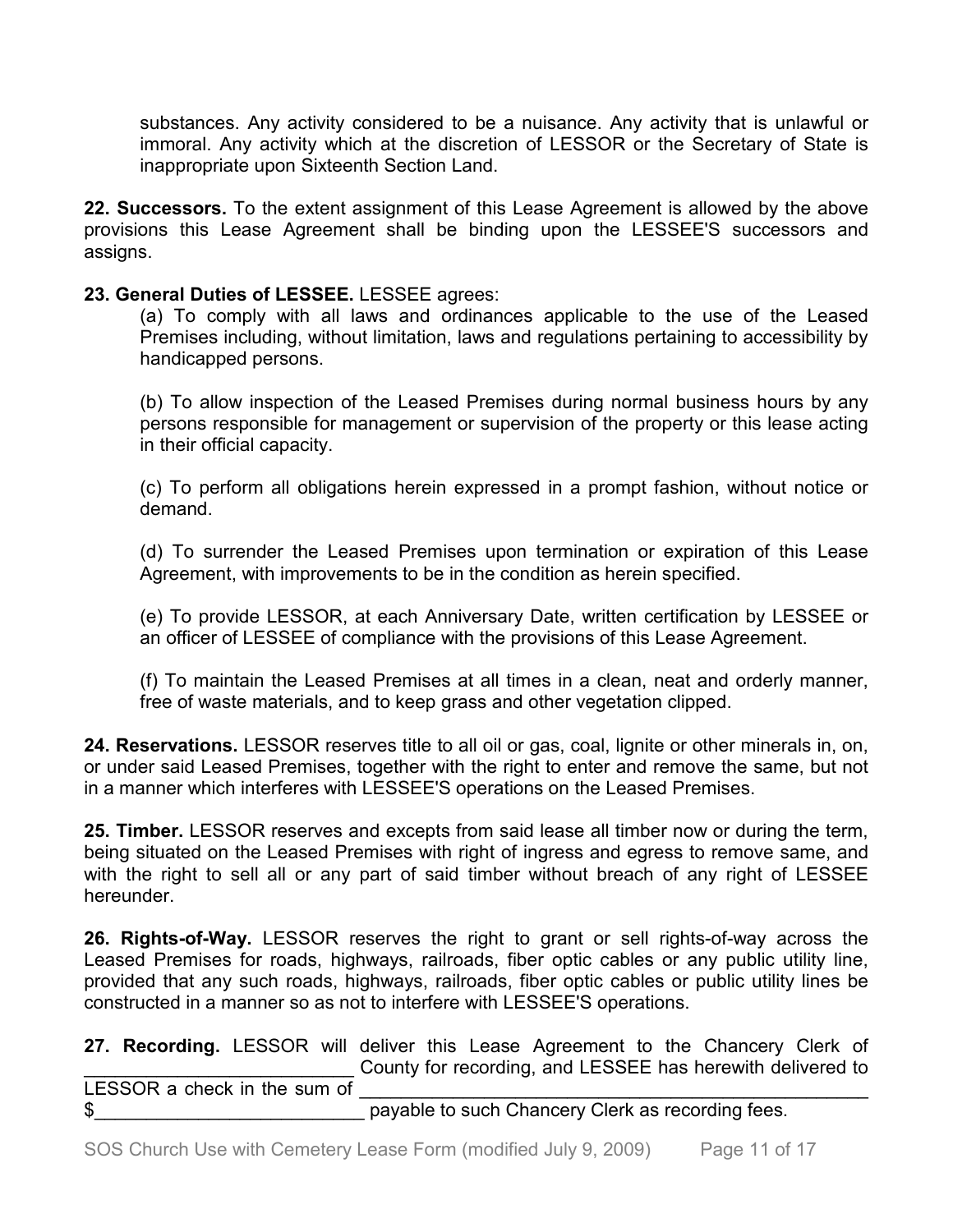substances. Any activity considered to be a nuisance. Any activity that is unlawful or immoral. Any activity which at the discretion of LESSOR or the Secretary of State is inappropriate upon Sixteenth Section Land.

**22. Successors.** To the extent assignment of this Lease Agreement is allowed by the above provisions this Lease Agreement shall be binding upon the LESSEE'S successors and assigns.

**23. General Duties of LESSEE.** LESSEE agrees:

(a) To comply with all laws and ordinances applicable to the use of the Leased Premises including, without limitation, laws and regulations pertaining to accessibility by handicapped persons.

(b) To allow inspection of the Leased Premises during normal business hours by any persons responsible for management or supervision of the property or this lease acting in their official capacity.

(c) To perform all obligations herein expressed in a prompt fashion, without notice or demand.

(d) To surrender the Leased Premises upon termination or expiration of this Lease Agreement, with improvements to be in the condition as herein specified.

(e) To provide LESSOR, at each Anniversary Date, written certification by LESSEE or an officer of LESSEE of compliance with the provisions of this Lease Agreement.

(f) To maintain the Leased Premises at all times in a clean, neat and orderly manner, free of waste materials, and to keep grass and other vegetation clipped.

**24. Reservations.** LESSOR reserves title to all oil or gas, coal, lignite or other minerals in, on, or under said Leased Premises, together with the right to enter and remove the same, but not in a manner which interferes with LESSEE'S operations on the Leased Premises.

**25. Timber.** LESSOR reserves and excepts from said lease all timber now or during the term, being situated on the Leased Premises with right of ingress and egress to remove same, and with the right to sell all or any part of said timber without breach of any right of LESSEE hereunder.

**26. Rights-of-Way.** LESSOR reserves the right to grant or sell rights-of-way across the Leased Premises for roads, highways, railroads, fiber optic cables or any public utility line, provided that any such roads, highways, railroads, fiber optic cables or public utility lines be constructed in a manner so as not to interfere with LESSEE'S operations.

**27. Recording.** LESSOR will deliver this Lease Agreement to the Chancery Clerk of __________________________ County for recording, and LESSEE has herewith delivered to LESSOR a check in the sum of ____________________________________________________ $__________________________ payable to such Chancery Clerk as recording fees.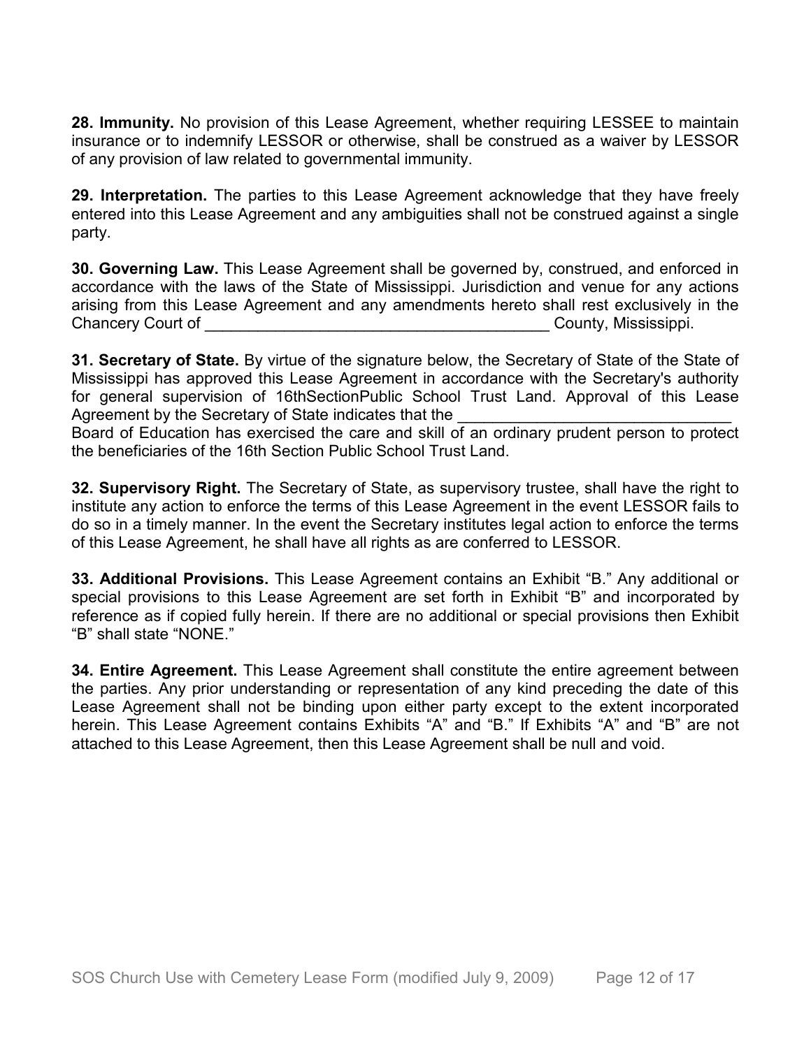**28. Immunity.** No provision of this Lease Agreement, whether requiring LESSEE to maintain insurance or to indemnify LESSOR or otherwise, shall be construed as a waiver by LESSOR of any provision of law related to governmental immunity.

**29. Interpretation.** The parties to this Lease Agreement acknowledge that they have freely entered into this Lease Agreement and any ambiguities shall not be construed against a single party.

**30. Governing Law.** This Lease Agreement shall be governed by, construed, and enforced in accordance with the laws of the State of Mississippi. Jurisdiction and venue for any actions arising from this Lease Agreement and any amendments hereto shall rest exclusively in the Chancery Court of _________________________________________ County, Mississippi.

**31. Secretary of State.** By virtue of the signature below, the Secretary of State of the State of Mississippi has approved this Lease Agreement in accordance with the Secretary's authority for general supervision of 16thSectionPublic School Trust Land. Approval of this Lease Agreement by the Secretary of State indicates that the ________________________________ Board of Education has exercised the care and skill of an ordinary prudent person to protect the beneficiaries of the 16th Section Public School Trust Land.

**32. Supervisory Right.** The Secretary of State, as supervisory trustee, shall have the right to institute any action to enforce the terms of this Lease Agreement in the event LESSOR fails to do so in a timely manner. In the event the Secretary institutes legal action to enforce the terms of this Lease Agreement, he shall have all rights as are conferred to LESSOR.

**33. Additional Provisions.** This Lease Agreement contains an Exhibit "B." Any additional or special provisions to this Lease Agreement are set forth in Exhibit "B" and incorporated by reference as if copied fully herein. If there are no additional or special provisions then Exhibit "B" shall state "NONE."

**34. Entire Agreement.** This Lease Agreement shall constitute the entire agreement between the parties. Any prior understanding or representation of any kind preceding the date of this Lease Agreement shall not be binding upon either party except to the extent incorporated herein. This Lease Agreement contains Exhibits "A" and "B." If Exhibits "A" and "B" are not attached to this Lease Agreement, then this Lease Agreement shall be null and void.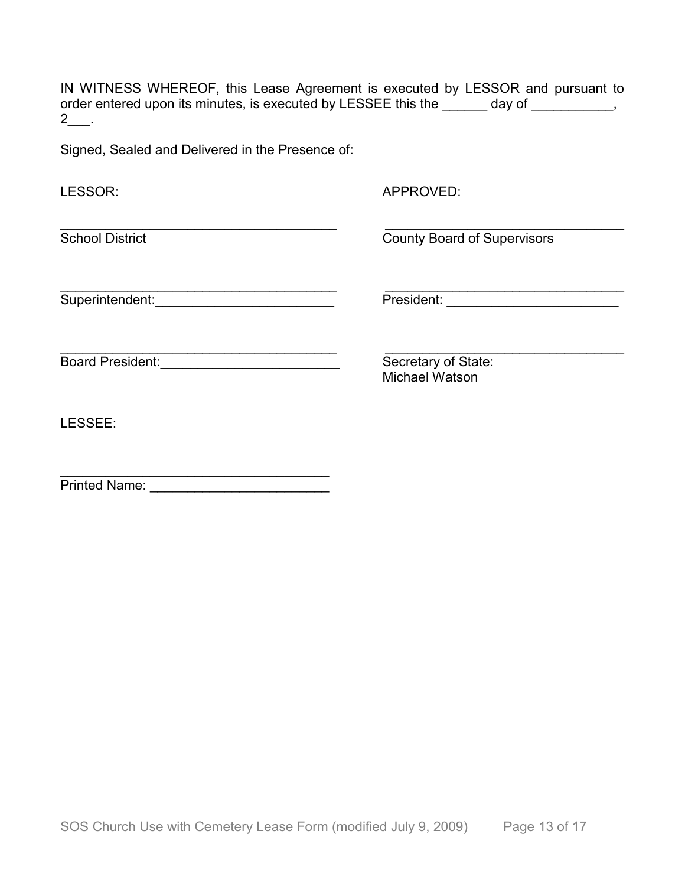IN WITNESS WHEREOF, this Lease Agreement is executed by LESSOR and pursuant to order entered upon its minutes, is executed by LESSEE this the ______ day of ___________, 2___.

Signed, Sealed and Delivered in the Presence of:

LESSOR:

_______________________________________
School District

_______________________________________
Superintendent:________________________

_______________________________________
Board President:________________________

APPROVED:

_________________________________
County Board of Supervisors

_________________________________
President: _______________________

_________________________________
Secretary of State:
Michael Watson

LESSEE:

_____________________________________
Printed Name: _______________________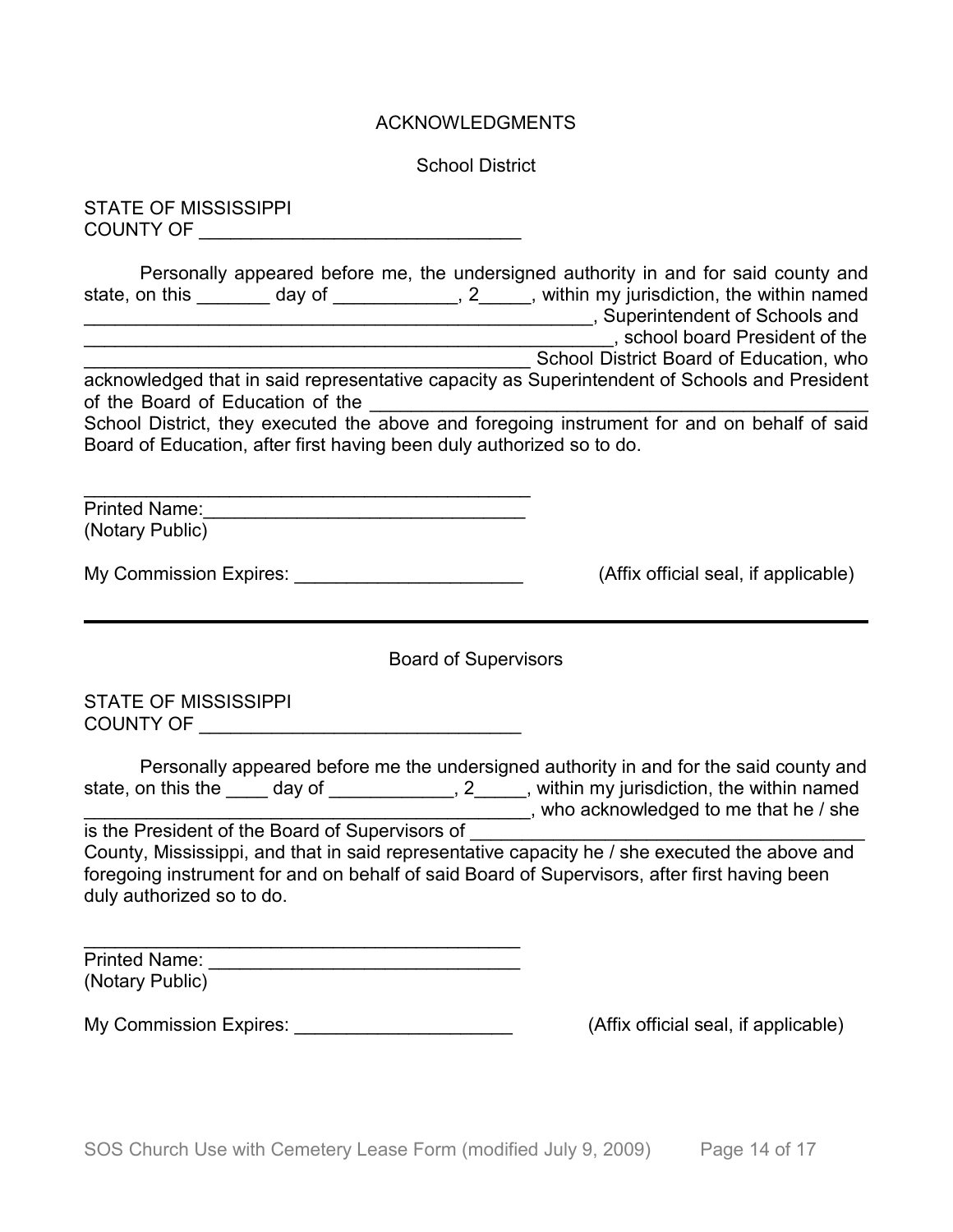# ACKNOWLEDGMENTS

## School District

STATE OF MISSISSIPPI
COUNTY OF _______________________________

Personally appeared before me, the undersigned authority in and for said county and state, on this _______ day of ____________, 2_____, within my jurisdiction, the within named _____________________________________________________, Superintendent of Schools and _____________________________________________________, school board President of the _____________________________________________ School District Board of Education, who acknowledged that in said representative capacity as Superintendent of Schools and President of the Board of Education of the ___________________________________________________ School District, they executed the above and foregoing instrument for and on behalf of said Board of Education, after first having been duly authorized so to do.

_____________________________________________
Printed Name:_______________________________
(Notary Public)

My Commission Expires: ______________________ (Affix official seal, if applicable)

---

## Board of Supervisors

STATE OF MISSISSIPPI
COUNTY OF _______________________________

Personally appeared before me the undersigned authority in and for the said county and state, on this the ____ day of ____________, 2_____, within my jurisdiction, the within named ____________________________________________, who acknowledged to me that he / she is the President of the Board of Supervisors of ________________________________________ County, Mississippi, and that in said representative capacity he / she executed the above and foregoing instrument for and on behalf of said Board of Supervisors, after first having been duly authorized so to do.

_____________________________________________
Printed Name: _______________________________
(Notary Public)

My Commission Expires: _____________________ (Affix official seal, if applicable)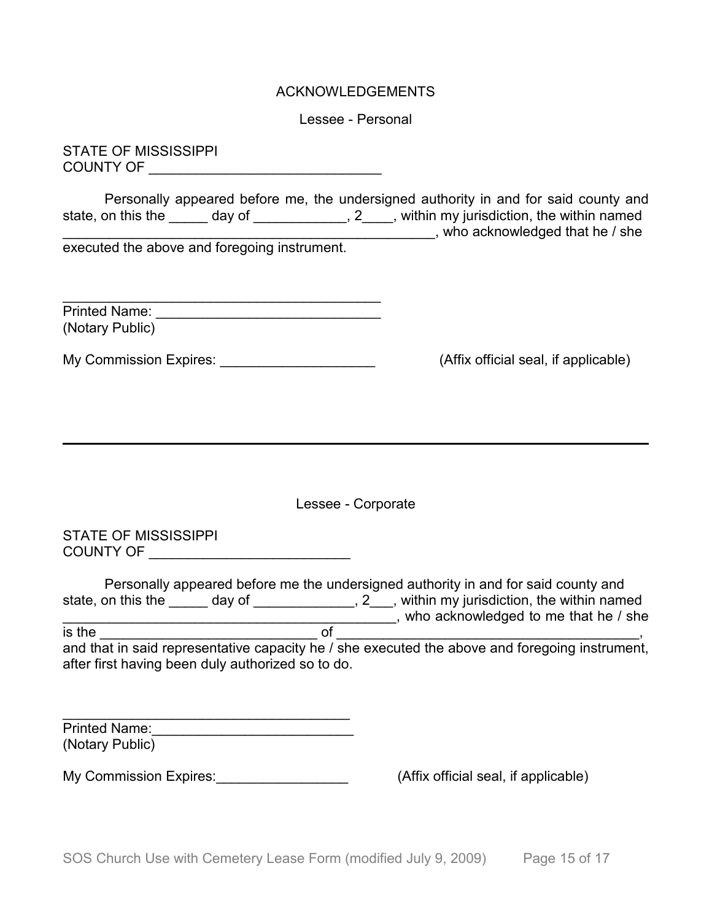# ACKNOWLEDGEMENTS

## Lessee - Personal

STATE OF MISSISSIPPI
COUNTY OF ______________________________

Personally appeared before me, the undersigned authority in and for said county and state, on this the _____ day of ____________, 2____, within my jurisdiction, the within named ________________________________________________, who acknowledged that he / she executed the above and foregoing instrument.

__________________________________________
Printed Name: ______________________________
(Notary Public)

My Commission Expires: ____________________ (Affix official seal, if applicable)

---

## Lessee - Corporate

STATE OF MISSISSIPPI
COUNTY OF __________________________

Personally appeared before me the undersigned authority in and for said county and state, on this the _____ day of _____________, 2___, within my jurisdiction, the within named ___________________________________________, who acknowledged to me that he / she is the ____________________________ of ________________________________________, and that in said representative capacity he / she executed the above and foregoing instrument, after first having been duly authorized so to do.

______________________________________
Printed Name:__________________________
(Notary Public)

My Commission Expires:_________________ (Affix official seal, if applicable)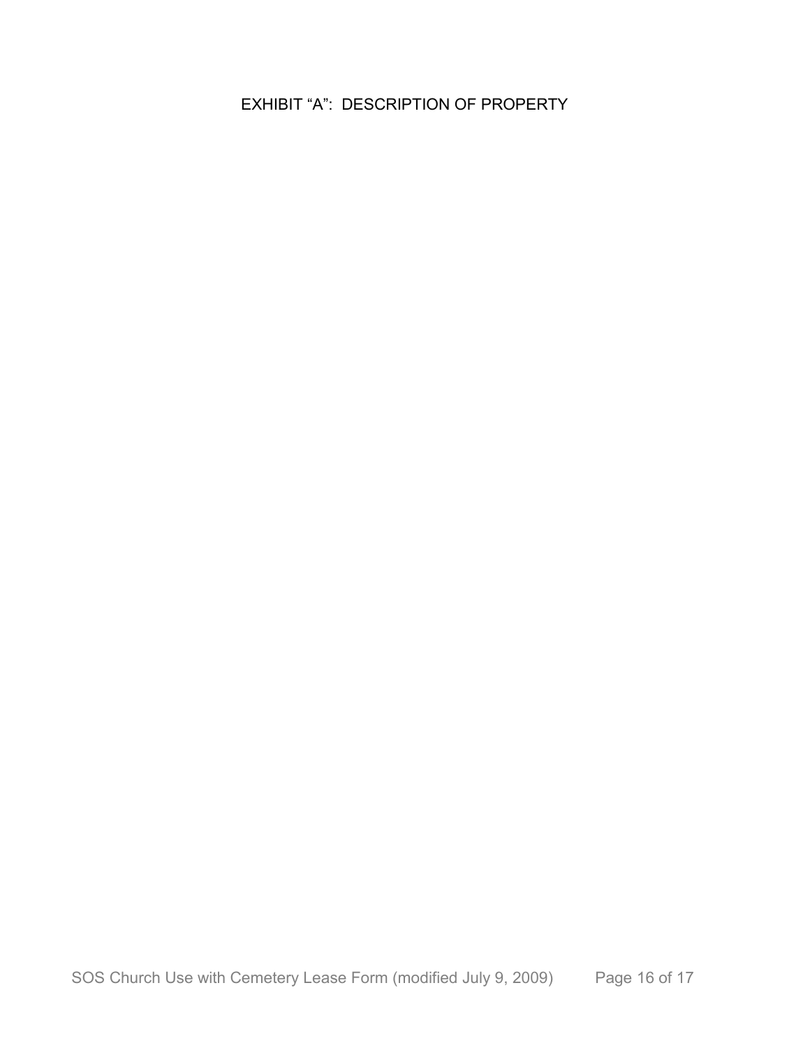# EXHIBIT “A”: DESCRIPTION OF PROPERTY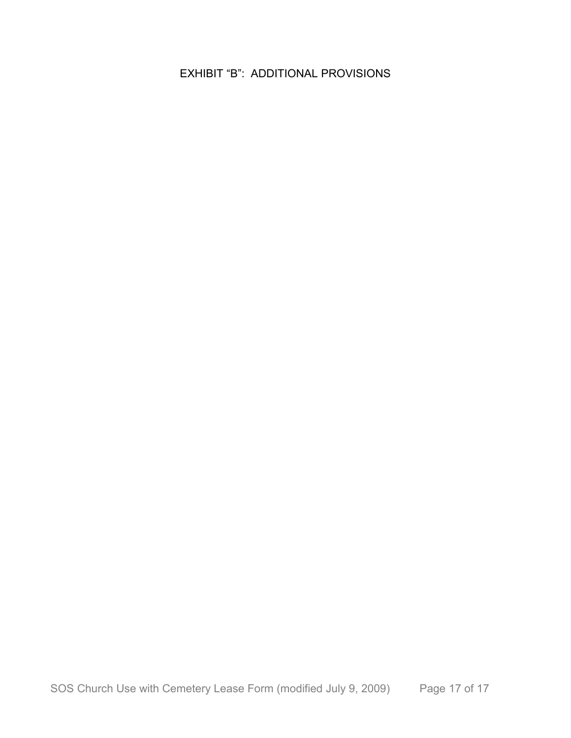# EXHIBIT “B”: ADDITIONAL PROVISIONS